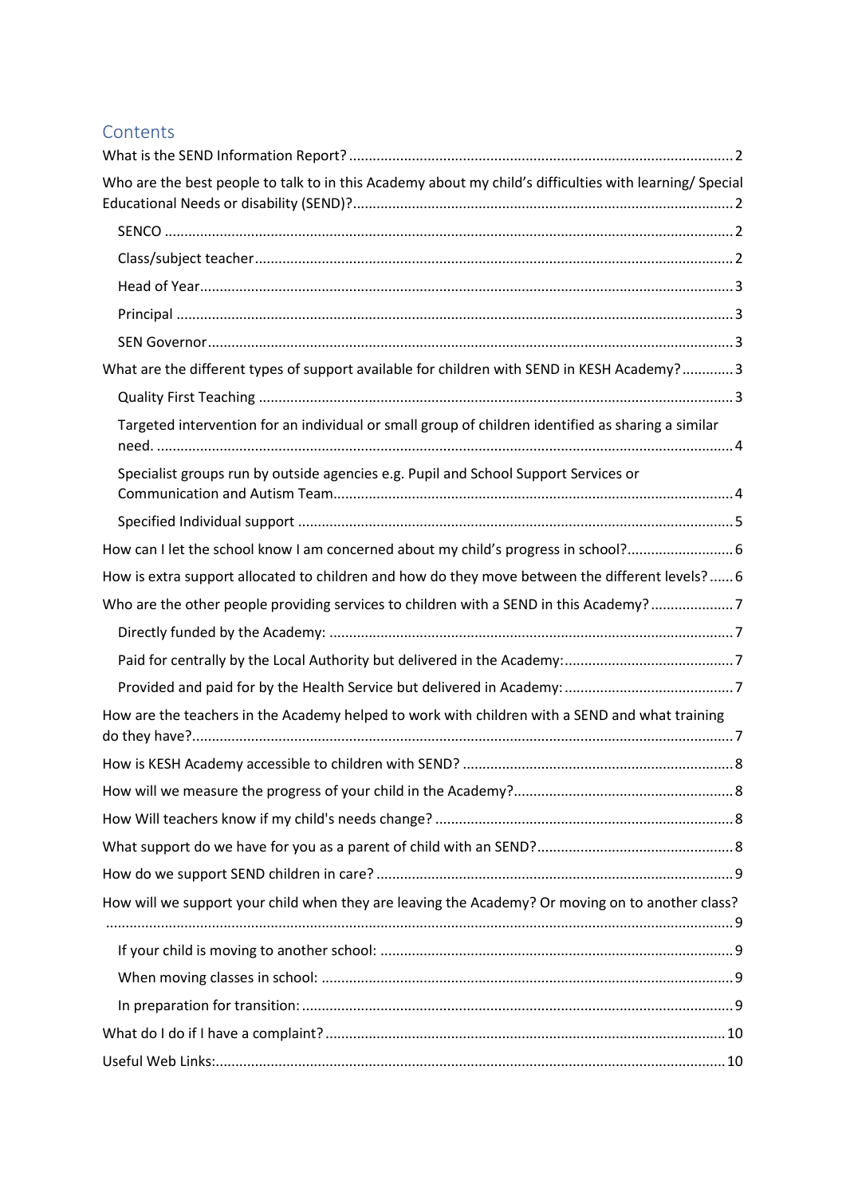## Contents

- What is the SEND Information Report? ..... 2
- Who are the best people to talk to in this Academy about my child's difficulties with learning/ Special Educational Needs or disability (SEND)? ..... 2
  - SENCO ..... 2
  - Class/subject teacher ..... 2
  - Head of Year ..... 3
  - Principal ..... 3
  - SEN Governor ..... 3
- What are the different types of support available for children with SEND in KESH Academy? ..... 3
  - Quality First Teaching ..... 3
  - Targeted intervention for an individual or small group of children identified as sharing a similar need. ..... 4
  - Specialist groups run by outside agencies e.g. Pupil and School Support Services or Communication and Autism Team ..... 4
  - Specified Individual support ..... 5
- How can I let the school know I am concerned about my child's progress in school? ..... 6
- How is extra support allocated to children and how do they move between the different levels? ..... 6
- Who are the other people providing services to children with a SEND in this Academy? ..... 7
  - Directly funded by the Academy: ..... 7
  - Paid for centrally by the Local Authority but delivered in the Academy: ..... 7
  - Provided and paid for by the Health Service but delivered in Academy: ..... 7
- How are the teachers in the Academy helped to work with children with a SEND and what training do they have? ..... 7
- How is KESH Academy accessible to children with SEND? ..... 8
- How will we measure the progress of your child in the Academy? ..... 8
- How Will teachers know if my child's needs change? ..... 8
- What support do we have for you as a parent of child with an SEND? ..... 8
- How do we support SEND children in care? ..... 9
- How will we support your child when they are leaving the Academy? Or moving on to another class? ..... 9
  - If your child is moving to another school: ..... 9
  - When moving classes in school: ..... 9
  - In preparation for transition: ..... 9
- What do I do if I have a complaint? ..... 10
- Useful Web Links: ..... 10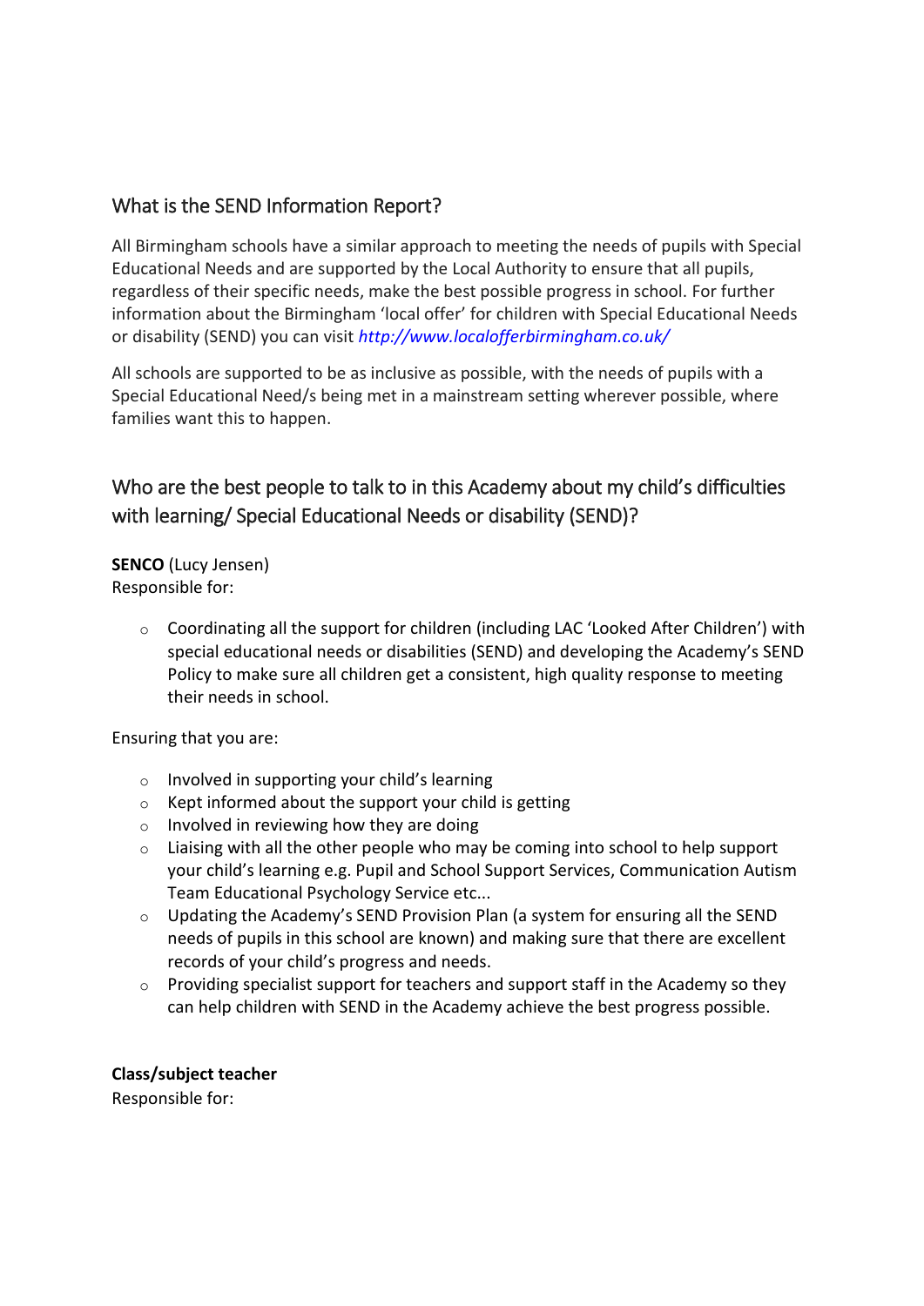## What is the SEND Information Report?

All Birmingham schools have a similar approach to meeting the needs of pupils with Special Educational Needs and are supported by the Local Authority to ensure that all pupils, regardless of their specific needs, make the best possible progress in school. For further information about the Birmingham 'local offer' for children with Special Educational Needs or disability (SEND) you can visit *http://www.localofferbirmingham.co.uk/*

All schools are supported to be as inclusive as possible, with the needs of pupils with a Special Educational Need/s being met in a mainstream setting wherever possible, where families want this to happen.

## Who are the best people to talk to in this Academy about my child's difficulties with learning/ Special Educational Needs or disability (SEND)?

**SENCO** (Lucy Jensen)
Responsible for:

- Coordinating all the support for children (including LAC 'Looked After Children') with special educational needs or disabilities (SEND) and developing the Academy's SEND Policy to make sure all children get a consistent, high quality response to meeting their needs in school.

Ensuring that you are:

- Involved in supporting your child's learning
- Kept informed about the support your child is getting
- Involved in reviewing how they are doing
- Liaising with all the other people who may be coming into school to help support your child's learning e.g. Pupil and School Support Services, Communication Autism Team Educational Psychology Service etc...
- Updating the Academy's SEND Provision Plan (a system for ensuring all the SEND needs of pupils in this school are known) and making sure that there are excellent records of your child's progress and needs.
- Providing specialist support for teachers and support staff in the Academy so they can help children with SEND in the Academy achieve the best progress possible.

**Class/subject teacher**
Responsible for: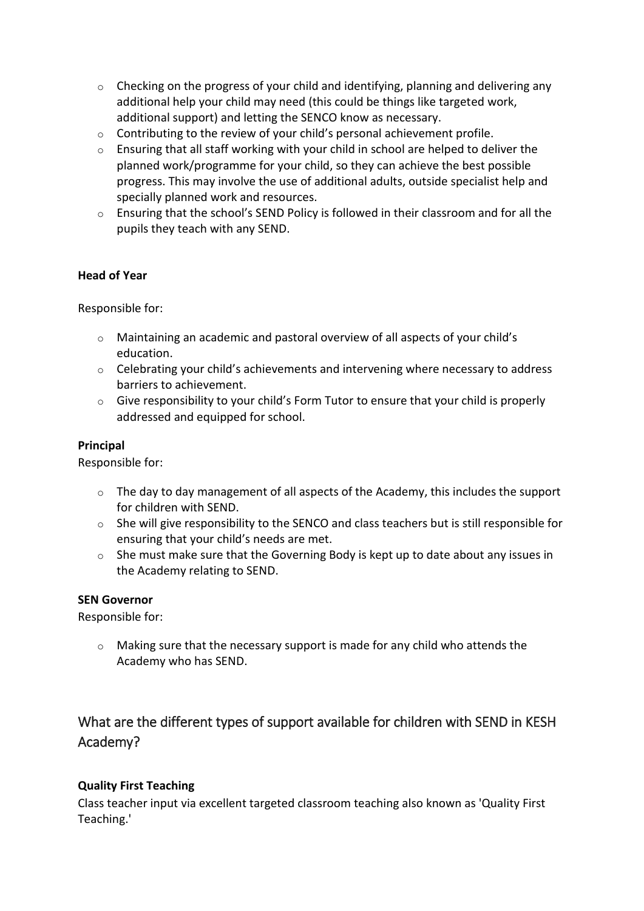- Checking on the progress of your child and identifying, planning and delivering any additional help your child may need (this could be things like targeted work, additional support) and letting the SENCO know as necessary.
- Contributing to the review of your child's personal achievement profile.
- Ensuring that all staff working with your child in school are helped to deliver the planned work/programme for your child, so they can achieve the best possible progress. This may involve the use of additional adults, outside specialist help and specially planned work and resources.
- Ensuring that the school's SEND Policy is followed in their classroom and for all the pupils they teach with any SEND.

**Head of Year**

Responsible for:

- Maintaining an academic and pastoral overview of all aspects of your child's education.
- Celebrating your child's achievements and intervening where necessary to address barriers to achievement.
- Give responsibility to your child's Form Tutor to ensure that your child is properly addressed and equipped for school.

**Principal**

Responsible for:

- The day to day management of all aspects of the Academy, this includes the support for children with SEND.
- She will give responsibility to the SENCO and class teachers but is still responsible for ensuring that your child's needs are met.
- She must make sure that the Governing Body is kept up to date about any issues in the Academy relating to SEND.

**SEN Governor**

Responsible for:

- Making sure that the necessary support is made for any child who attends the Academy who has SEND.

## What are the different types of support available for children with SEND in KESH Academy?

**Quality First Teaching**

Class teacher input via excellent targeted classroom teaching also known as 'Quality First Teaching.'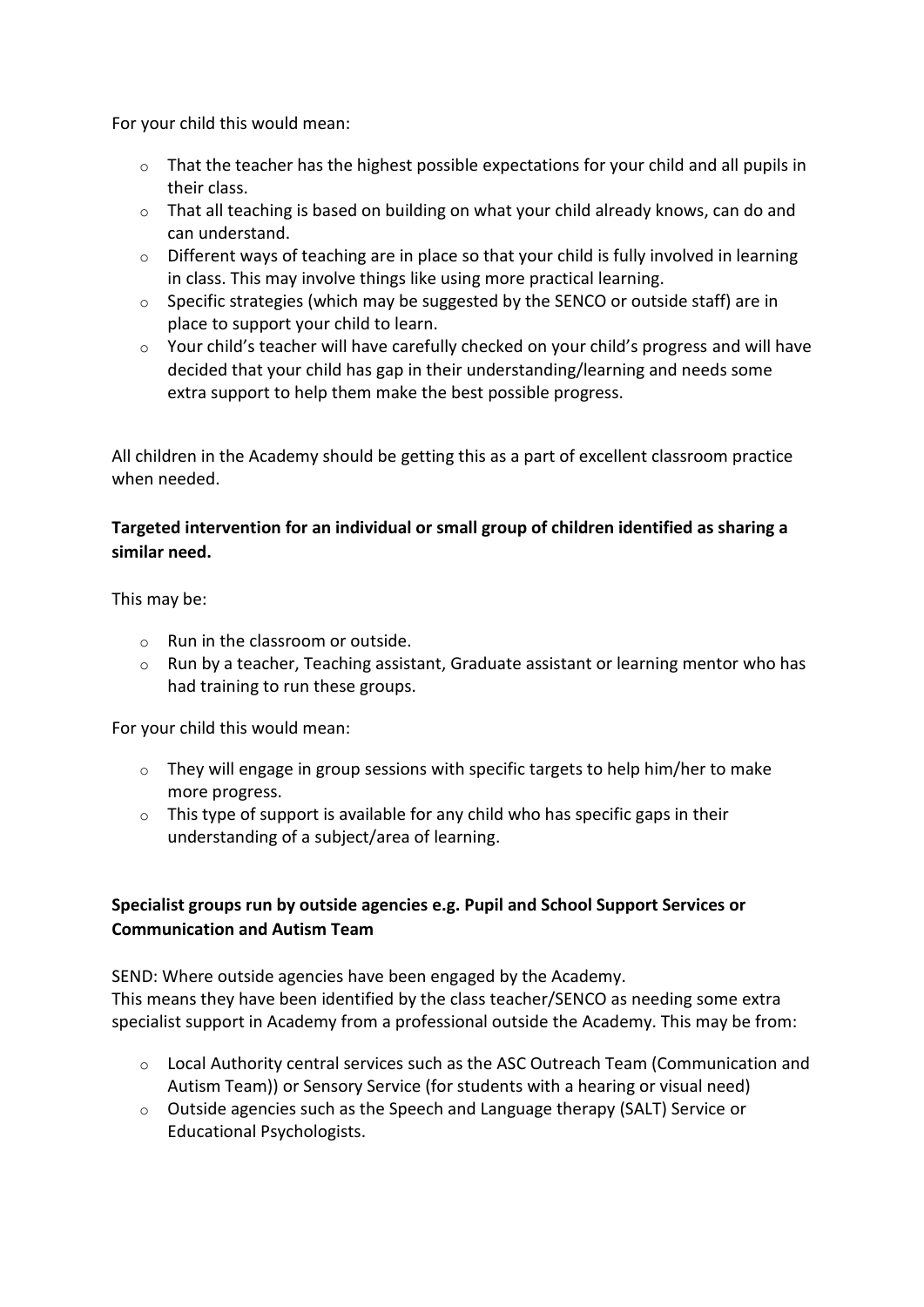For your child this would mean:

- That the teacher has the highest possible expectations for your child and all pupils in their class.
- That all teaching is based on building on what your child already knows, can do and can understand.
- Different ways of teaching are in place so that your child is fully involved in learning in class. This may involve things like using more practical learning.
- Specific strategies (which may be suggested by the SENCO or outside staff) are in place to support your child to learn.
- Your child's teacher will have carefully checked on your child's progress and will have decided that your child has gap in their understanding/learning and needs some extra support to help them make the best possible progress.

All children in the Academy should be getting this as a part of excellent classroom practice when needed.

**Targeted intervention for an individual or small group of children identified as sharing a similar need.**

This may be:

- Run in the classroom or outside.
- Run by a teacher, Teaching assistant, Graduate assistant or learning mentor who has had training to run these groups.

For your child this would mean:

- They will engage in group sessions with specific targets to help him/her to make more progress.
- This type of support is available for any child who has specific gaps in their understanding of a subject/area of learning.

**Specialist groups run by outside agencies e.g. Pupil and School Support Services or Communication and Autism Team**

SEND: Where outside agencies have been engaged by the Academy.
This means they have been identified by the class teacher/SENCO as needing some extra specialist support in Academy from a professional outside the Academy. This may be from:

- Local Authority central services such as the ASC Outreach Team (Communication and Autism Team)) or Sensory Service (for students with a hearing or visual need)
- Outside agencies such as the Speech and Language therapy (SALT) Service or Educational Psychologists.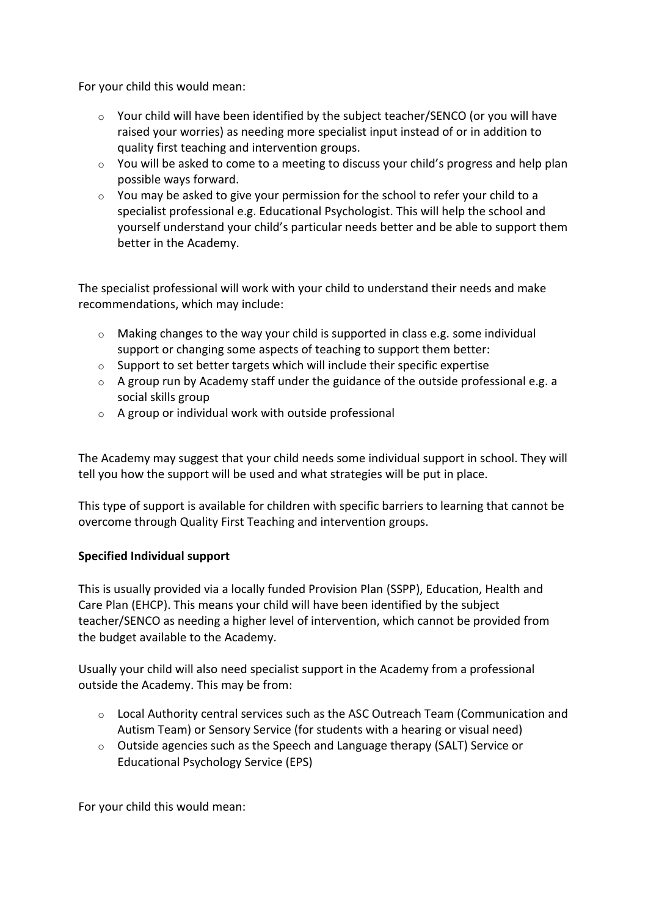For your child this would mean:

- Your child will have been identified by the subject teacher/SENCO (or you will have raised your worries) as needing more specialist input instead of or in addition to quality first teaching and intervention groups.
- You will be asked to come to a meeting to discuss your child's progress and help plan possible ways forward.
- You may be asked to give your permission for the school to refer your child to a specialist professional e.g. Educational Psychologist. This will help the school and yourself understand your child's particular needs better and be able to support them better in the Academy.

The specialist professional will work with your child to understand their needs and make recommendations, which may include:

- Making changes to the way your child is supported in class e.g. some individual support or changing some aspects of teaching to support them better:
- Support to set better targets which will include their specific expertise
- A group run by Academy staff under the guidance of the outside professional e.g. a social skills group
- A group or individual work with outside professional

The Academy may suggest that your child needs some individual support in school. They will tell you how the support will be used and what strategies will be put in place.

This type of support is available for children with specific barriers to learning that cannot be overcome through Quality First Teaching and intervention groups.

**Specified Individual support**

This is usually provided via a locally funded Provision Plan (SSPP), Education, Health and Care Plan (EHCP). This means your child will have been identified by the subject teacher/SENCO as needing a higher level of intervention, which cannot be provided from the budget available to the Academy.

Usually your child will also need specialist support in the Academy from a professional outside the Academy. This may be from:

- Local Authority central services such as the ASC Outreach Team (Communication and Autism Team) or Sensory Service (for students with a hearing or visual need)
- Outside agencies such as the Speech and Language therapy (SALT) Service or Educational Psychology Service (EPS)

For your child this would mean: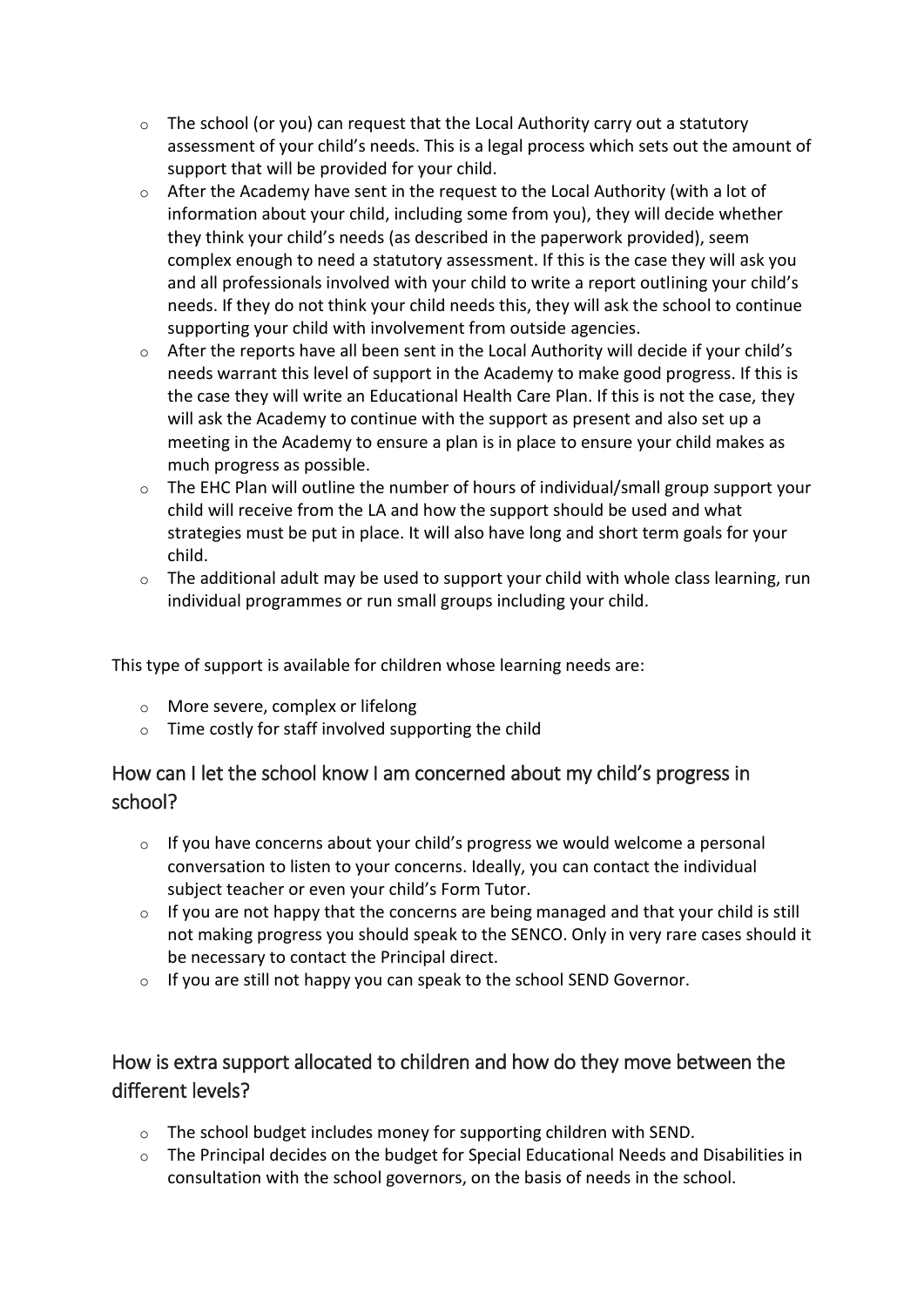- The school (or you) can request that the Local Authority carry out a statutory assessment of your child's needs. This is a legal process which sets out the amount of support that will be provided for your child.
- After the Academy have sent in the request to the Local Authority (with a lot of information about your child, including some from you), they will decide whether they think your child's needs (as described in the paperwork provided), seem complex enough to need a statutory assessment. If this is the case they will ask you and all professionals involved with your child to write a report outlining your child's needs. If they do not think your child needs this, they will ask the school to continue supporting your child with involvement from outside agencies.
- After the reports have all been sent in the Local Authority will decide if your child's needs warrant this level of support in the Academy to make good progress. If this is the case they will write an Educational Health Care Plan. If this is not the case, they will ask the Academy to continue with the support as present and also set up a meeting in the Academy to ensure a plan is in place to ensure your child makes as much progress as possible.
- The EHC Plan will outline the number of hours of individual/small group support your child will receive from the LA and how the support should be used and what strategies must be put in place. It will also have long and short term goals for your child.
- The additional adult may be used to support your child with whole class learning, run individual programmes or run small groups including your child.

This type of support is available for children whose learning needs are:

- More severe, complex or lifelong
- Time costly for staff involved supporting the child

## How can I let the school know I am concerned about my child's progress in school?

- If you have concerns about your child's progress we would welcome a personal conversation to listen to your concerns. Ideally, you can contact the individual subject teacher or even your child's Form Tutor.
- If you are not happy that the concerns are being managed and that your child is still not making progress you should speak to the SENCO. Only in very rare cases should it be necessary to contact the Principal direct.
- If you are still not happy you can speak to the school SEND Governor.

## How is extra support allocated to children and how do they move between the different levels?

- The school budget includes money for supporting children with SEND.
- The Principal decides on the budget for Special Educational Needs and Disabilities in consultation with the school governors, on the basis of needs in the school.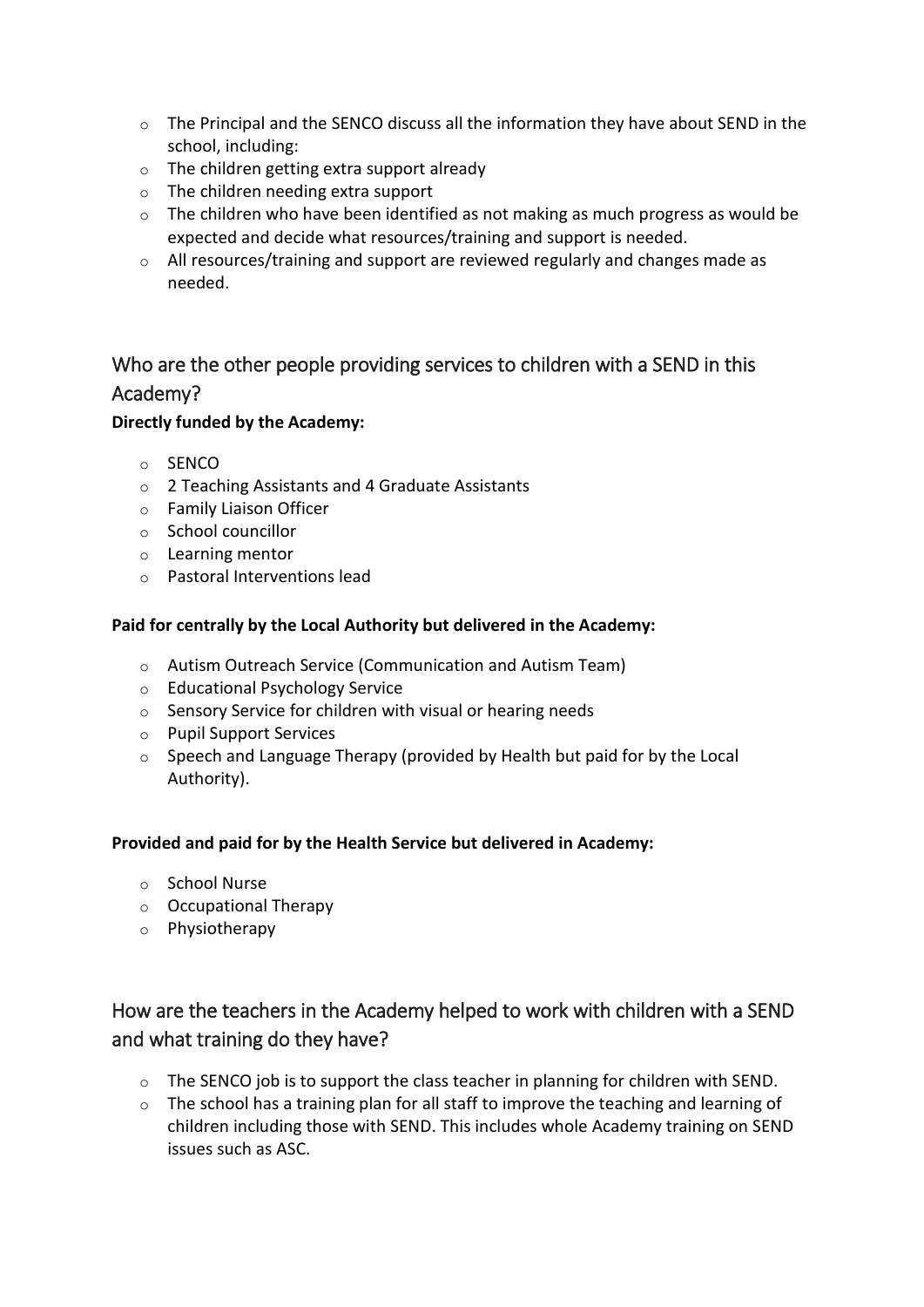- The Principal and the SENCO discuss all the information they have about SEND in the school, including:
- The children getting extra support already
- The children needing extra support
- The children who have been identified as not making as much progress as would be expected and decide what resources/training and support is needed.
- All resources/training and support are reviewed regularly and changes made as needed.

## Who are the other people providing services to children with a SEND in this Academy?

**Directly funded by the Academy:**

- SENCO
- 2 Teaching Assistants and 4 Graduate Assistants
- Family Liaison Officer
- School councillor
- Learning mentor
- Pastoral Interventions lead

**Paid for centrally by the Local Authority but delivered in the Academy:**

- Autism Outreach Service (Communication and Autism Team)
- Educational Psychology Service
- Sensory Service for children with visual or hearing needs
- Pupil Support Services
- Speech and Language Therapy (provided by Health but paid for by the Local Authority).

**Provided and paid for by the Health Service but delivered in Academy:**

- School Nurse
- Occupational Therapy
- Physiotherapy

## How are the teachers in the Academy helped to work with children with a SEND and what training do they have?

- The SENCO job is to support the class teacher in planning for children with SEND.
- The school has a training plan for all staff to improve the teaching and learning of children including those with SEND. This includes whole Academy training on SEND issues such as ASC.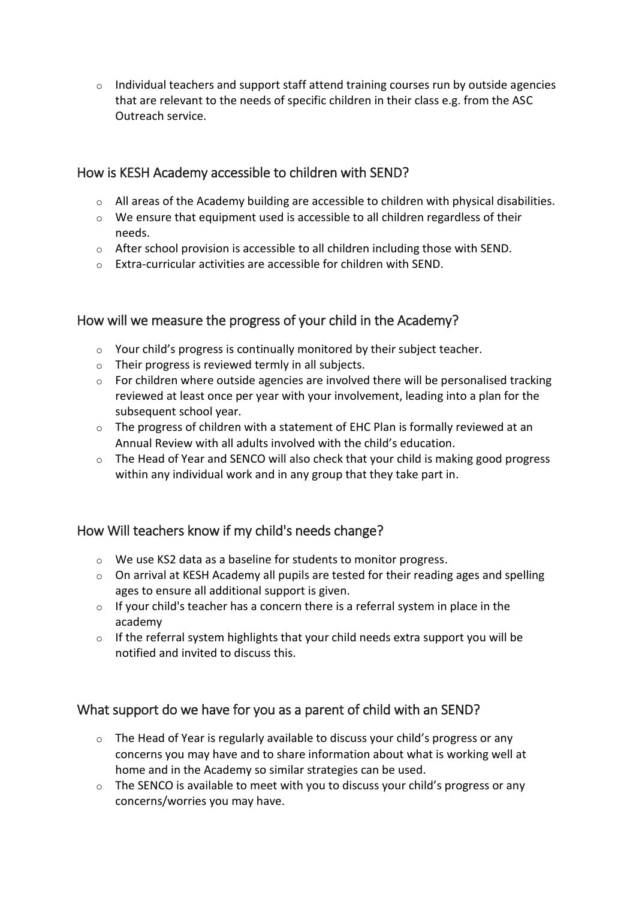- Individual teachers and support staff attend training courses run by outside agencies that are relevant to the needs of specific children in their class e.g. from the ASC Outreach service.

## How is KESH Academy accessible to children with SEND?

- All areas of the Academy building are accessible to children with physical disabilities.
- We ensure that equipment used is accessible to all children regardless of their needs.
- After school provision is accessible to all children including those with SEND.
- Extra-curricular activities are accessible for children with SEND.

## How will we measure the progress of your child in the Academy?

- Your child's progress is continually monitored by their subject teacher.
- Their progress is reviewed termly in all subjects.
- For children where outside agencies are involved there will be personalised tracking reviewed at least once per year with your involvement, leading into a plan for the subsequent school year.
- The progress of children with a statement of EHC Plan is formally reviewed at an Annual Review with all adults involved with the child's education.
- The Head of Year and SENCO will also check that your child is making good progress within any individual work and in any group that they take part in.

## How Will teachers know if my child's needs change?

- We use KS2 data as a baseline for students to monitor progress.
- On arrival at KESH Academy all pupils are tested for their reading ages and spelling ages to ensure all additional support is given.
- If your child's teacher has a concern there is a referral system in place in the academy
- If the referral system highlights that your child needs extra support you will be notified and invited to discuss this.

## What support do we have for you as a parent of child with an SEND?

- The Head of Year is regularly available to discuss your child's progress or any concerns you may have and to share information about what is working well at home and in the Academy so similar strategies can be used.
- The SENCO is available to meet with you to discuss your child's progress or any concerns/worries you may have.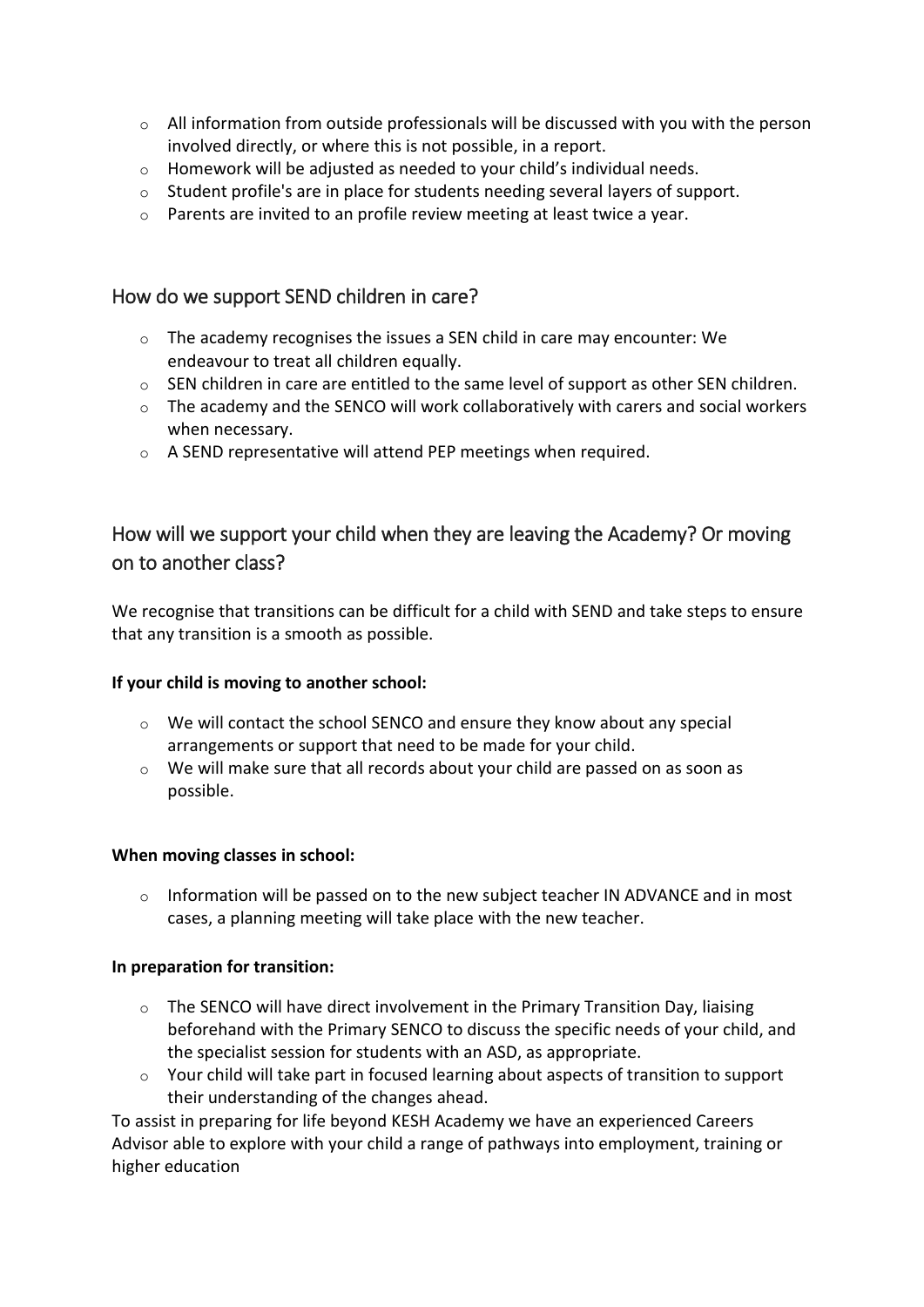- All information from outside professionals will be discussed with you with the person involved directly, or where this is not possible, in a report.
- Homework will be adjusted as needed to your child's individual needs.
- Student profile's are in place for students needing several layers of support.
- Parents are invited to an profile review meeting at least twice a year.

## How do we support SEND children in care?

- The academy recognises the issues a SEN child in care may encounter: We endeavour to treat all children equally.
- SEN children in care are entitled to the same level of support as other SEN children.
- The academy and the SENCO will work collaboratively with carers and social workers when necessary.
- A SEND representative will attend PEP meetings when required.

## How will we support your child when they are leaving the Academy? Or moving on to another class?

We recognise that transitions can be difficult for a child with SEND and take steps to ensure that any transition is a smooth as possible.

**If your child is moving to another school:**

- We will contact the school SENCO and ensure they know about any special arrangements or support that need to be made for your child.
- We will make sure that all records about your child are passed on as soon as possible.

**When moving classes in school:**

- Information will be passed on to the new subject teacher IN ADVANCE and in most cases, a planning meeting will take place with the new teacher.

**In preparation for transition:**

- The SENCO will have direct involvement in the Primary Transition Day, liaising beforehand with the Primary SENCO to discuss the specific needs of your child, and the specialist session for students with an ASD, as appropriate.
- Your child will take part in focused learning about aspects of transition to support their understanding of the changes ahead.

To assist in preparing for life beyond KESH Academy we have an experienced Careers Advisor able to explore with your child a range of pathways into employment, training or higher education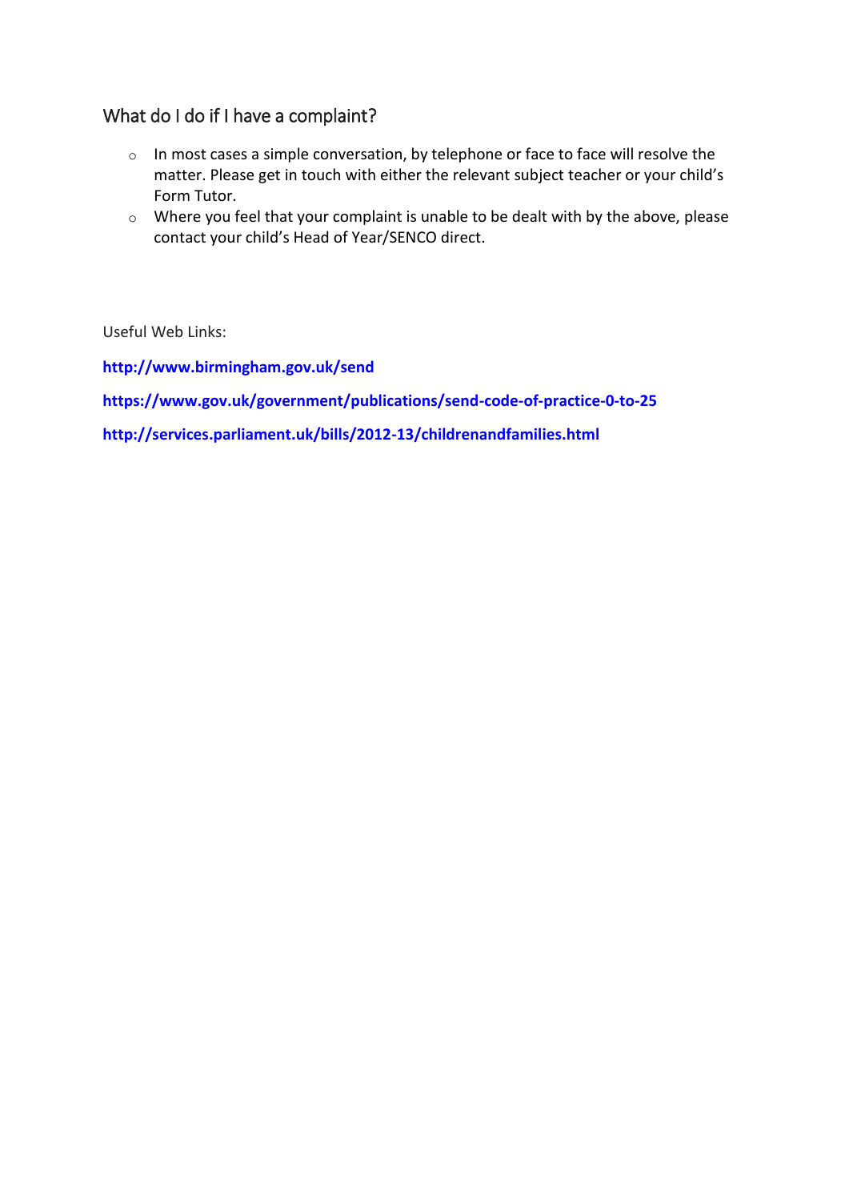## What do I do if I have a complaint?

- In most cases a simple conversation, by telephone or face to face will resolve the matter. Please get in touch with either the relevant subject teacher or your child's Form Tutor.
- Where you feel that your complaint is unable to be dealt with by the above, please contact your child's Head of Year/SENCO direct.

Useful Web Links:

**http://www.birmingham.gov.uk/send**

**https://www.gov.uk/government/publications/send-code-of-practice-0-to-25**

**http://services.parliament.uk/bills/2012-13/childrenandfamilies.html**